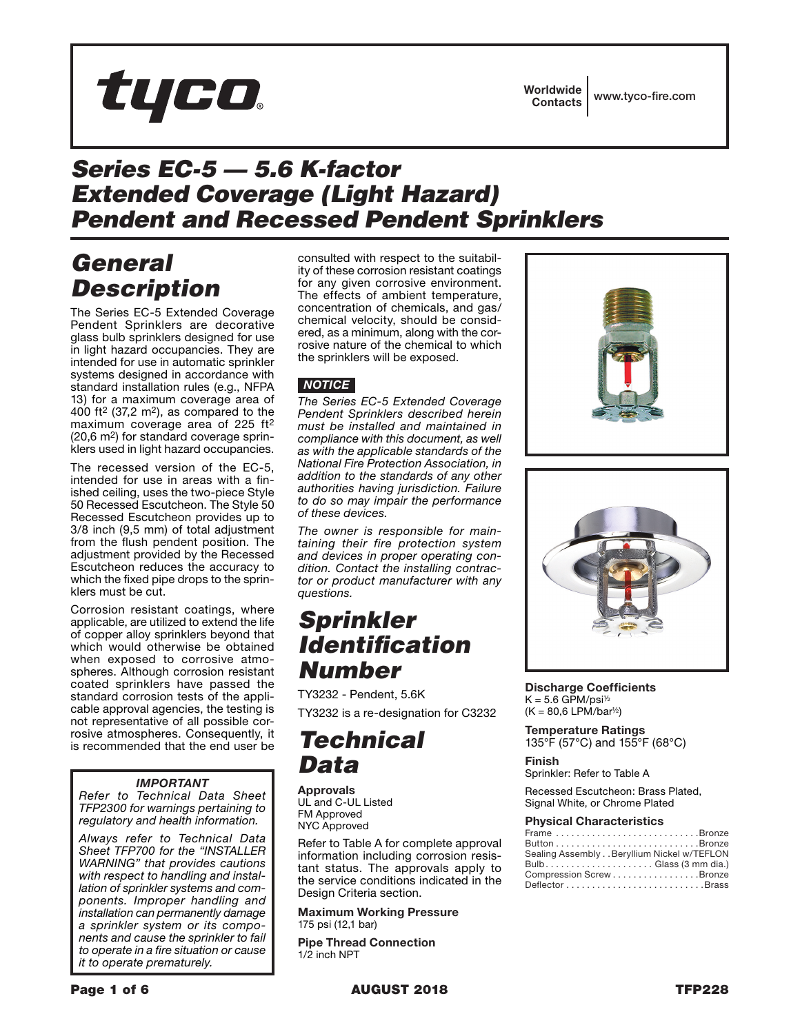tyco

Worldwide Contacts | www.tyco-fire.com

# Series EC-5 — 5.6 K-factor Extended Coverage (Light Hazard) Pendent and Recessed Pendent Sprinklers

## General Description

The Series EC-5 Extended Coverage Pendent Sprinklers are decorative glass bulb sprinklers designed for use in light hazard occupancies. They are intended for use in automatic sprinkler systems designed in accordance with standard installation rules (e.g., NFPA 13) for a maximum coverage area of 400 ft$^2$ (37,2 m$^2$), as compared to the maximum coverage area of 225 ft$^2$ (20,6 m$^2$) for standard coverage sprinklers used in light hazard occupancies.

The recessed version of the EC-5, intended for use in areas with a finished ceiling, uses the two-piece Style 50 Recessed Escutcheon. The Style 50 Recessed Escutcheon provides up to 3/8 inch (9,5 mm) of total adjustment from the flush pendent position. The adjustment provided by the Recessed Escutcheon reduces the accuracy to which the fixed pipe drops to the sprinklers must be cut.

Corrosion resistant coatings, where applicable, are utilized to extend the life of copper alloy sprinklers beyond that which would otherwise be obtained when exposed to corrosive atmospheres. Although corrosion resistant coated sprinklers have passed the standard corrosion tests of the applicable approval agencies, the testing is not representative of all possible corrosive atmospheres. Consequently, it is recommended that the end user be consulted with respect to the suitability of these corrosion resistant coatings for any given corrosive environment. The effects of ambient temperature, concentration of chemicals, and gas/chemical velocity, should be considered, as a minimum, along with the corrosive nature of the chemical to which the sprinklers will be exposed.

***IMPORTANT***

*Refer to Technical Data Sheet TFP2300 for warnings pertaining to regulatory and health information.*

*Always refer to Technical Data Sheet TFP700 for the "INSTALLER WARNING" that provides cautions with respect to handling and installation of sprinkler systems and components. Improper handling and installation can permanently damage a sprinkler system or its components and cause the sprinkler to fail to operate in a fire situation or cause it to operate prematurely.*

***NOTICE***

*The Series EC-5 Extended Coverage Pendent Sprinklers described herein must be installed and maintained in compliance with this document, as well as with the applicable standards of the National Fire Protection Association, in addition to the standards of any other authorities having jurisdiction. Failure to do so may impair the performance of these devices.*

*The owner is responsible for maintaining their fire protection system and devices in proper operating condition. Contact the installing contractor or product manufacturer with any questions.*

## Sprinkler Identification Number

TY3232 - Pendent, 5.6K

TY3232 is a re-designation for C3232

## Technical Data

**Approvals**
UL and C-UL Listed
FM Approved
NYC Approved

Refer to Table A for complete approval information including corrosion resistant status. The approvals apply to the service conditions indicated in the Design Criteria section.

**Maximum Working Pressure**
175 psi (12,1 bar)

**Pipe Thread Connection**
1/2 inch NPT

**Discharge Coefficients**
K = 5.6 GPM/psi$^{½}$
(K = 80,6 LPM/bar$^{½}$)

**Temperature Ratings**
135°F (57°C) and 155°F (68°C)

**Finish**
Sprinkler: Refer to Table A

Recessed Escutcheon: Brass Plated, Signal White, or Chrome Plated

**Physical Characteristics**

| | |
|---|---|
| Frame | Bronze |
| Button | Bronze |
| Sealing Assembly | Beryllium Nickel w/TEFLON |
| Bulb | Glass (3 mm dia.) |
| Compression Screw | Bronze |
| Deflector | Brass |

AUGUST 2018 TFP228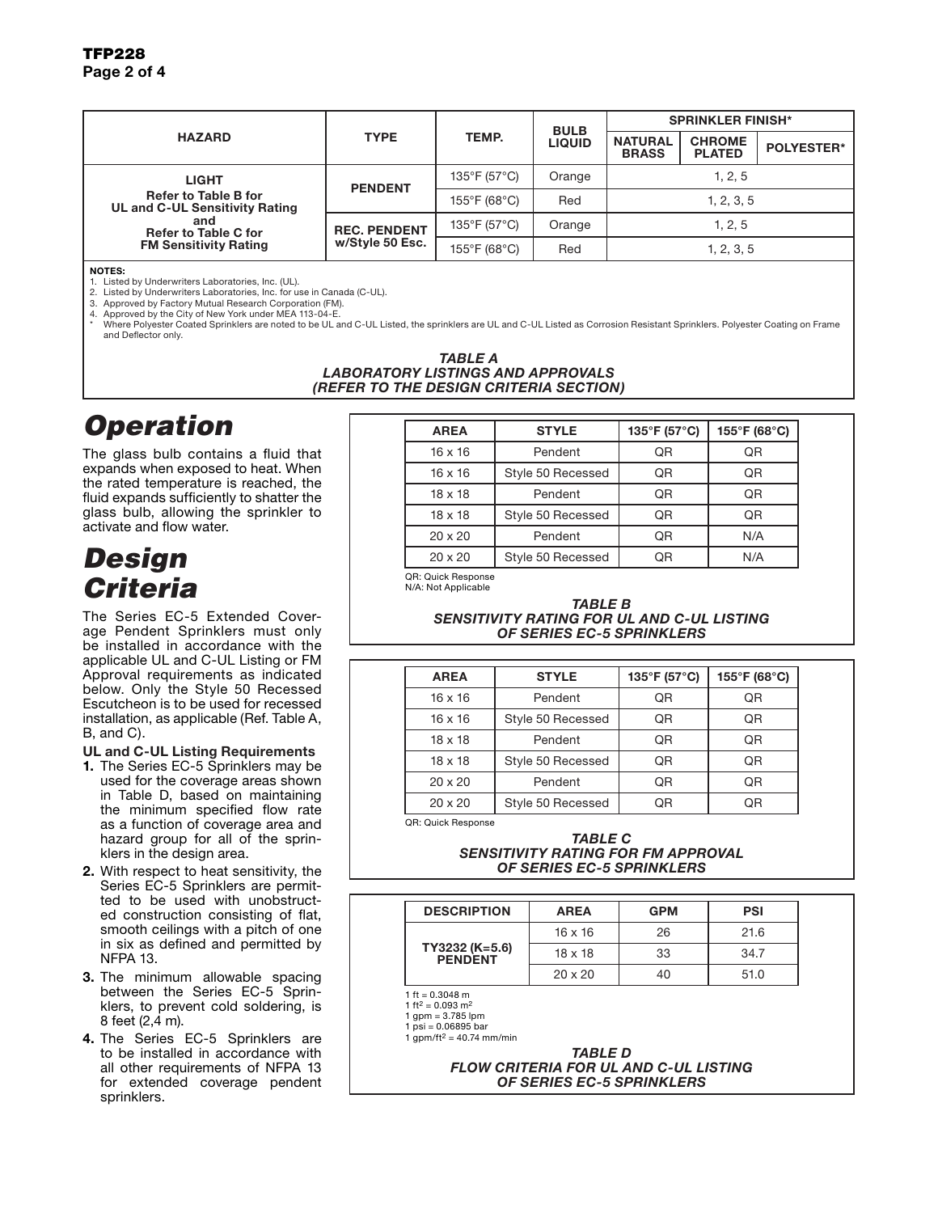| HAZARD | TYPE | TEMP. | BULB LIQUID | SPRINKLER FINISH* | | |
|---|---|---|---|---|---|---|
| | | | | NATURAL BRASS | CHROME PLATED | POLYESTER* |
| LIGHT Refer to Table B for UL and C-UL Sensitivity Rating and Refer to Table C for FM Sensitivity Rating | PENDENT | 135°F (57°C) | Orange | 1, 2, 5 | | |
| | | 155°F (68°C) | Red | 1, 2, 3, 5 | | |
| | REC. PENDENT w/Style 50 Esc. | 135°F (57°C) | Orange | 1, 2, 5 | | |
| | | 155°F (68°C) | Red | 1, 2, 3, 5 | | |

**NOTES:**
1. Listed by Underwriters Laboratories, Inc. (UL).
2. Listed by Underwriters Laboratories, Inc. for use in Canada (C-UL).
3. Approved by Factory Mutual Research Corporation (FM).
4. Approved by the City of New York under MEA 113-04-E.

\* Where Polyester Coated Sprinklers are noted to be UL and C-UL Listed, the sprinklers are UL and C-UL Listed as Corrosion Resistant Sprinklers. Polyester Coating on Frame and Deflector only.

*TABLE A*
*LABORATORY LISTINGS AND APPROVALS*
*(REFER TO THE DESIGN CRITERIA SECTION)*

# Operation

The glass bulb contains a fluid that expands when exposed to heat. When the rated temperature is reached, the fluid expands sufficiently to shatter the glass bulb, allowing the sprinkler to activate and flow water.

# Design Criteria

The Series EC-5 Extended Coverage Pendent Sprinklers must only be installed in accordance with the applicable UL and C-UL Listing or FM Approval requirements as indicated below. Only the Style 50 Recessed Escutcheon is to be used for recessed installation, as applicable (Ref. Table A, B, and C).

**UL and C-UL Listing Requirements**

1. The Series EC-5 Sprinklers may be used for the coverage areas shown in Table D, based on maintaining the minimum specified flow rate as a function of coverage area and hazard group for all of the sprinklers in the design area.
2. With respect to heat sensitivity, the Series EC-5 Sprinklers are permitted to be used with unobstructed construction consisting of flat, smooth ceilings with a pitch of one in six as defined and permitted by NFPA 13.
3. The minimum allowable spacing between the Series EC-5 Sprinklers, to prevent cold soldering, is 8 feet (2,4 m).
4. The Series EC-5 Sprinklers are to be installed in accordance with all other requirements of NFPA 13 for extended coverage pendent sprinklers.

| AREA | STYLE | 135°F (57°C) | 155°F (68°C) |
|---|---|---|---|
| 16 x 16 | Pendent | QR | QR |
| 16 x 16 | Style 50 Recessed | QR | QR |
| 18 x 18 | Pendent | QR | QR |
| 18 x 18 | Style 50 Recessed | QR | QR |
| 20 x 20 | Pendent | QR | N/A |
| 20 x 20 | Style 50 Recessed | QR | N/A |

QR: Quick Response
N/A: Not Applicable

*TABLE B*
*SENSITIVITY RATING FOR UL AND C-UL LISTING OF SERIES EC-5 SPRINKLERS*

| AREA | STYLE | 135°F (57°C) | 155°F (68°C) |
|---|---|---|---|
| 16 x 16 | Pendent | QR | QR |
| 16 x 16 | Style 50 Recessed | QR | QR |
| 18 x 18 | Pendent | QR | QR |
| 18 x 18 | Style 50 Recessed | QR | QR |
| 20 x 20 | Pendent | QR | QR |
| 20 x 20 | Style 50 Recessed | QR | QR |

QR: Quick Response

*TABLE C*
*SENSITIVITY RATING FOR FM APPROVAL OF SERIES EC-5 SPRINKLERS*

| DESCRIPTION | AREA | GPM | PSI |
|---|---|---|---|
| TY3232 (K=5.6) PENDENT | 16 x 16 | 26 | 21.6 |
| | 18 x 18 | 33 | 34.7 |
| | 20 x 20 | 40 | 51.0 |

1 ft = 0.3048 m
1 $ft^2$ = 0.093 $m^2$
1 gpm = 3.785 lpm
1 psi = 0.06895 bar
1 gpm/$ft^2$ = 40.74 mm/min

*TABLE D*
*FLOW CRITERIA FOR UL AND C-UL LISTING OF SERIES EC-5 SPRINKLERS*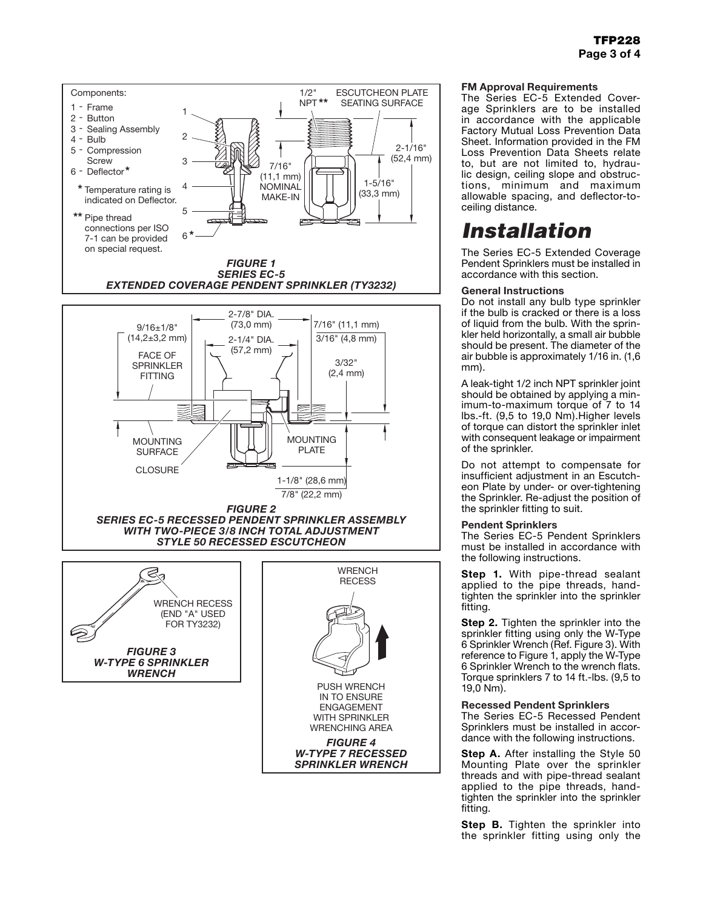**FIGURE 1**
***SERIES EC-5***
***EXTENDED COVERAGE PENDENT SPRINKLER (TY3232)***

Components:
1 - Frame
2 - Button
3 - Sealing Assembly
4 - Bulb
5 - Compression Screw
6 - Deflector*

* Temperature rating is indicated on Deflector.

** Pipe thread connections per ISO 7-1 can be provided on special request.

***FIGURE 2***
***SERIES EC-5 RECESSED PENDENT SPRINKLER ASSEMBLY WITH TWO-PIECE 3/8 INCH TOTAL ADJUSTMENT STYLE 50 RECESSED ESCUTCHEON***

***FIGURE 3***
***W-TYPE 6 SPRINKLER WRENCH***

WRENCH RECESS (END "A" USED FOR TY3232)

***FIGURE 4***
***W-TYPE 7 RECESSED SPRINKLER WRENCH***

PUSH WRENCH IN TO ENSURE ENGAGEMENT WITH SPRINKLER WRENCHING AREA

**FM Approval Requirements**

The Series EC-5 Extended Coverage Sprinklers are to be installed in accordance with the applicable Factory Mutual Loss Prevention Data Sheet. Information provided in the FM Loss Prevention Data Sheets relate to, but are not limited to, hydraulic design, ceiling slope and obstructions, minimum and maximum allowable spacing, and deflector-to-ceiling distance.

# *Installation*

The Series EC-5 Extended Coverage Pendent Sprinklers must be installed in accordance with this section.

**General Instructions**

Do not install any bulb type sprinkler if the bulb is cracked or there is a loss of liquid from the bulb. With the sprinkler held horizontally, a small air bubble should be present. The diameter of the air bubble is approximately 1/16 in. (1,6 mm).

A leak-tight 1/2 inch NPT sprinkler joint should be obtained by applying a minimum-to-maximum torque of 7 to 14 lbs.-ft. (9,5 to 19,0 Nm).Higher levels of torque can distort the sprinkler inlet with consequent leakage or impairment of the sprinkler.

Do not attempt to compensate for insufficient adjustment in an Escutcheon Plate by under- or over-tightening the Sprinkler. Re-adjust the position of the sprinkler fitting to suit.

**Pendent Sprinklers**

The Series EC-5 Pendent Sprinklers must be installed in accordance with the following instructions.

**Step 1.** With pipe-thread sealant applied to the pipe threads, hand-tighten the sprinkler into the sprinkler fitting.

**Step 2.** Tighten the sprinkler into the sprinkler fitting using only the W-Type 6 Sprinkler Wrench (Ref. Figure 3). With reference to Figure 1, apply the W-Type 6 Sprinkler Wrench to the wrench flats. Torque sprinklers 7 to 14 ft.-lbs. (9,5 to 19,0 Nm).

**Recessed Pendent Sprinklers**

The Series EC-5 Recessed Pendent Sprinklers must be installed in accordance with the following instructions.

**Step A.** After installing the Style 50 Mounting Plate over the sprinkler threads and with pipe-thread sealant applied to the pipe threads, hand-tighten the sprinkler into the sprinkler fitting.

**Step B.** Tighten the sprinkler into the sprinkler fitting using only the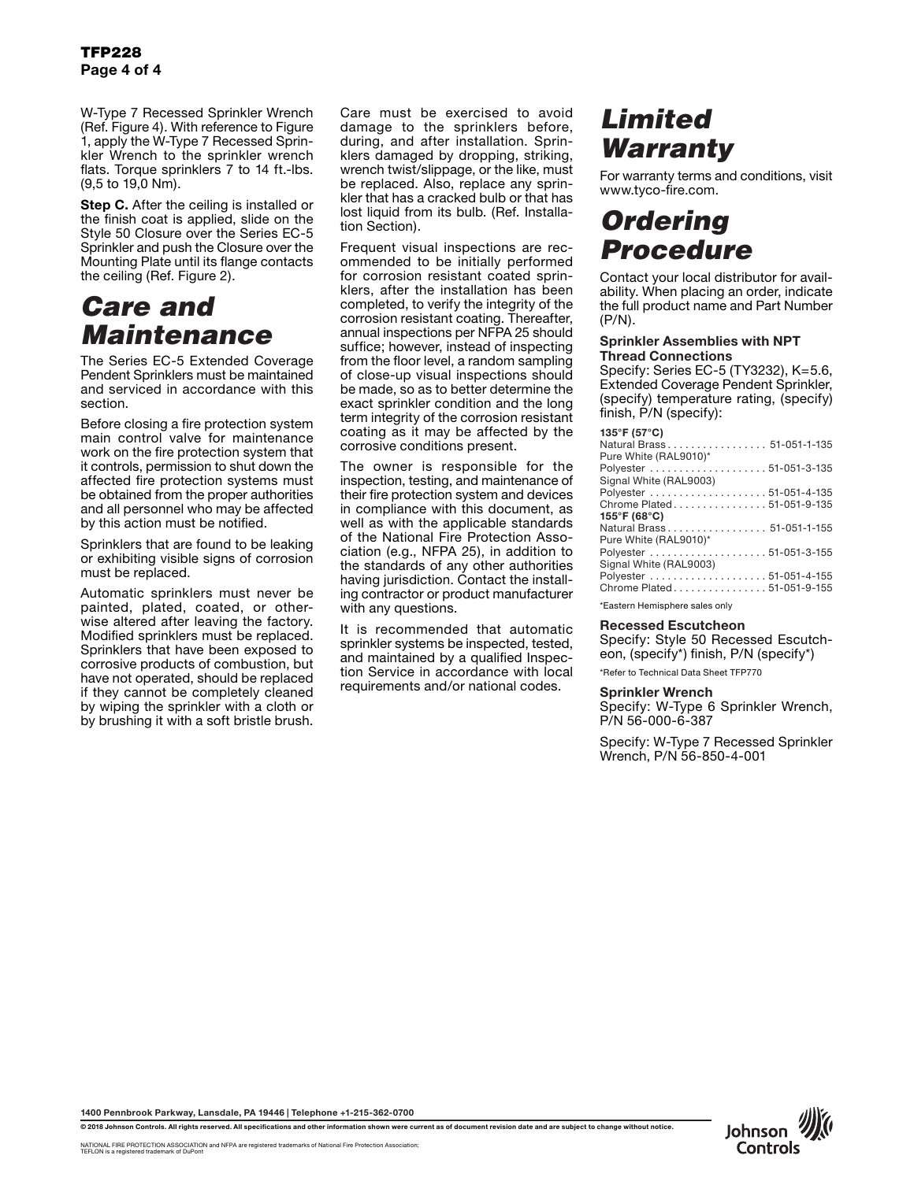W-Type 7 Recessed Sprinkler Wrench (Ref. Figure 4). With reference to Figure 1, apply the W-Type 7 Recessed Sprinkler Wrench to the sprinkler wrench flats. Torque sprinklers 7 to 14 ft.-lbs. (9,5 to 19,0 Nm).

**Step C.** After the ceiling is installed or the finish coat is applied, slide on the Style 50 Closure over the Series EC-5 Sprinkler and push the Closure over the Mounting Plate until its flange contacts the ceiling (Ref. Figure 2).

# Care and Maintenance

The Series EC-5 Extended Coverage Pendent Sprinklers must be maintained and serviced in accordance with this section.

Before closing a fire protection system main control valve for maintenance work on the fire protection system that it controls, permission to shut down the affected fire protection systems must be obtained from the proper authorities and all personnel who may be affected by this action must be notified.

Sprinklers that are found to be leaking or exhibiting visible signs of corrosion must be replaced.

Automatic sprinklers must never be painted, plated, coated, or otherwise altered after leaving the factory. Modified sprinklers must be replaced. Sprinklers that have been exposed to corrosive products of combustion, but have not operated, should be replaced if they cannot be completely cleaned by wiping the sprinkler with a cloth or by brushing it with a soft bristle brush.

Care must be exercised to avoid damage to the sprinklers before, during, and after installation. Sprinklers damaged by dropping, striking, wrench twist/slippage, or the like, must be replaced. Also, replace any sprinkler that has a cracked bulb or that has lost liquid from its bulb. (Ref. Installation Section).

Frequent visual inspections are recommended to be initially performed for corrosion resistant coated sprinklers, after the installation has been completed, to verify the integrity of the corrosion resistant coating. Thereafter, annual inspections per NFPA 25 should suffice; however, instead of inspecting from the floor level, a random sampling of close-up visual inspections should be made, so as to better determine the exact sprinkler condition and the long term integrity of the corrosion resistant coating as it may be affected by the corrosive conditions present.

The owner is responsible for the inspection, testing, and maintenance of their fire protection system and devices in compliance with this document, as well as with the applicable standards of the National Fire Protection Association (e.g., NFPA 25), in addition to the standards of any other authorities having jurisdiction. Contact the installing contractor or product manufacturer with any questions.

It is recommended that automatic sprinkler systems be inspected, tested, and maintained by a qualified Inspection Service in accordance with local requirements and/or national codes.

# Limited Warranty

For warranty terms and conditions, visit www.tyco-fire.com.

# Ordering Procedure

Contact your local distributor for availability. When placing an order, indicate the full product name and Part Number (P/N).

**Sprinkler Assemblies with NPT Thread Connections**

Specify: Series EC-5 (TY3232), K=5.6, Extended Coverage Pendent Sprinkler, (specify) temperature rating, (specify) finish, P/N (specify):

**135°F (57°C)**

Natural Brass . . . . . . . . . . . . . . . . . 51-051-1-135
Pure White (RAL9010)*
Polyester . . . . . . . . . . . . . . . . . . . 51-051-3-135
Signal White (RAL9003)
Polyester . . . . . . . . . . . . . . . . . . . 51-051-4-135
Chrome Plated . . . . . . . . . . . . . . . 51-051-9-135

**155°F (68°C)**

Natural Brass . . . . . . . . . . . . . . . . . 51-051-1-155
Pure White (RAL9010)*
Polyester . . . . . . . . . . . . . . . . . . . 51-051-3-155
Signal White (RAL9003)
Polyester . . . . . . . . . . . . . . . . . . . 51-051-4-155
Chrome Plated . . . . . . . . . . . . . . . 51-051-9-155

*Eastern Hemisphere sales only

**Recessed Escutcheon**

Specify: Style 50 Recessed Escutcheon, (specify*) finish, P/N (specify*)

*Refer to Technical Data Sheet TFP770

**Sprinkler Wrench**

Specify: W-Type 6 Sprinkler Wrench, P/N 56-000-6-387

Specify: W-Type 7 Recessed Sprinkler Wrench, P/N 56-850-4-001

1400 Pennbrook Parkway, Lansdale, PA 19446 | Telephone +1-215-362-0700

© 2018 Johnson Controls. All rights reserved. All specifications and other information shown were current as of document revision date and are subject to change without notice.

NATIONAL FIRE PROTECTION ASSOCIATION and NFPA are registered trademarks of National Fire Protection Association;
TEFLON is a registered trademark of DuPont